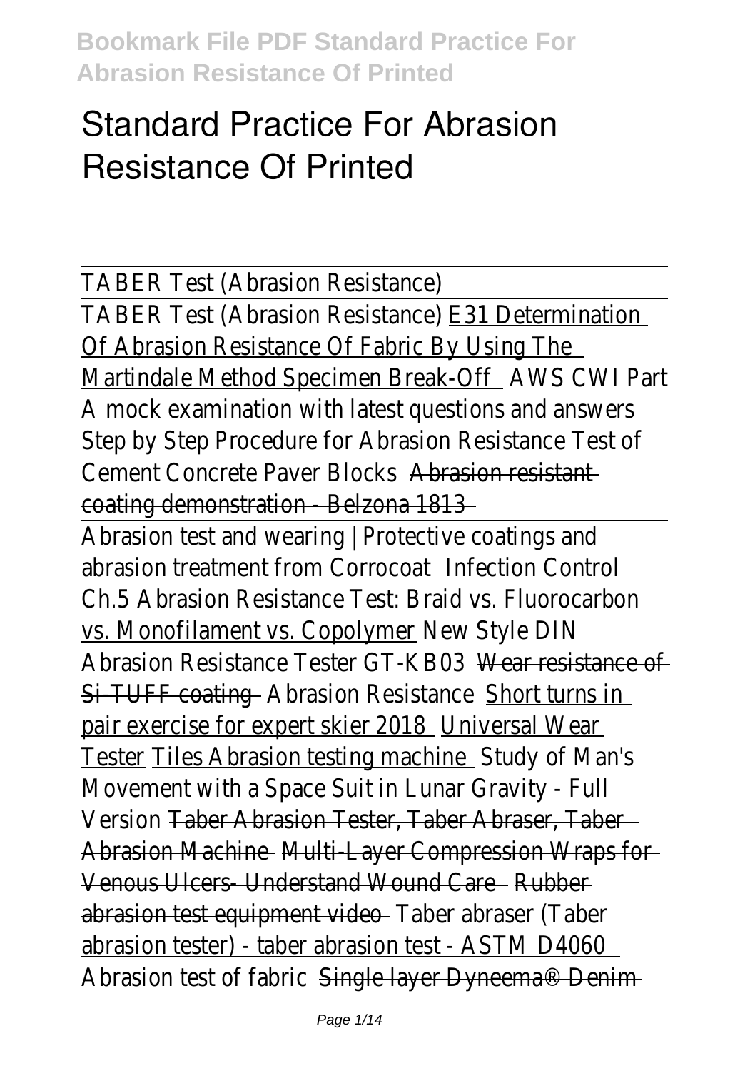# Standard Practice For Abrasion Resistance Of Printed

TABER Test (Abrasion Resistance)

TABER Test (Abrasion Resistance) E31 Determination Of Abrasion Resistance Of Fabric By Using The Martindale Method Specimen Break-Off AWS CWI Part A mock examination with latest questions and answers Step by Step Procedure for Abrasion Resistance Test of Cement Concrete Paver Blocks Abrasion resistant coating demonstration - Belzona 1813

Abrasion test and wearing | Protective coatings and abrasion treatment from Corrocoat Infection Control Ch.5 Abrasion Resistance Test: Braid vs. Fluorocarbon vs. Monofilament vs. Copolymer New Style DIN Abrasion Resistance Tester GT-KB03 Wear resistance of Si-TUFF coating Abrasion Resistance Short turns in pair exercise for expert skier 2018 Universal Wear Tester Tiles Abrasion testing machine Study of Man's Movement with a Space Suit in Lunar Gravity - Full Version Taber Abrasion Tester, Taber Abraser, Taber Abrasion Machine Multi-Layer Compression Wraps for Venous Ulcers- Understand Wound Care Rubber abrasion test equipment video Taber abraser (Taber abrasion tester) - taber abrasion test - ASTM D4060 Abrasion test of fabric Single layer Dyneema® Denim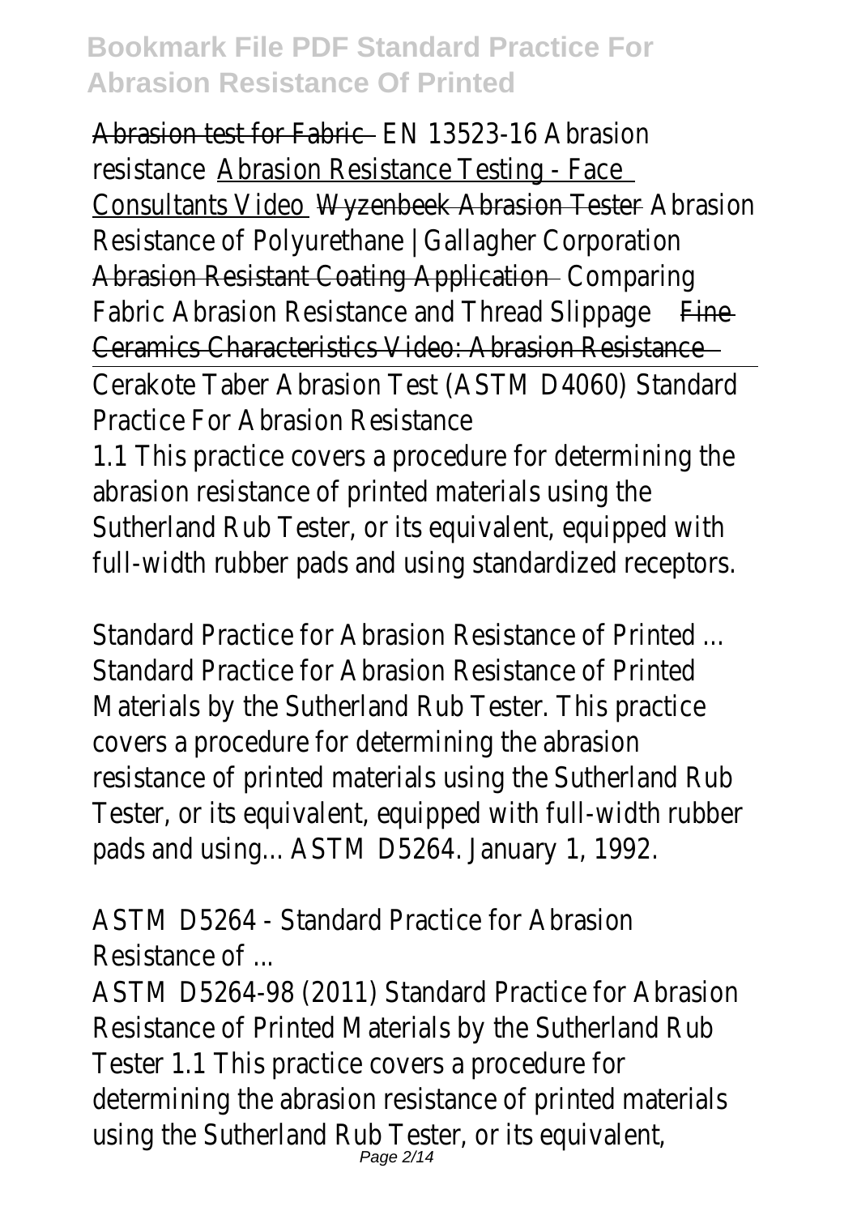Abrasion test for Fabric EN 13523-16 Abrasion resistance Abrasion Resistance Testing - Face Consultants Video Wyzenbeek Abrasion Tester Abrasion Resistance of Polyurethane | Gallagher Corporation Abrasion Resistant Coating Application Comparing Fabric Abrasion Resistance and Thread Slippage Fine Ceramics Characteristics Video: Abrasion Resistance

Cerakote Taber Abrasion Test (ASTM D4060) Standard Practice For Abrasion Resistance

1.1 This practice covers a procedure for determining the abrasion resistance of printed materials using the Sutherland Rub Tester, or its equivalent, equipped with full-width rubber pads and using standardized receptors.

Standard Practice for Abrasion Resistance of Printed ...

Standard Practice for Abrasion Resistance of Printed Materials by the Sutherland Rub Tester. This practice covers a procedure for determining the abrasion resistance of printed materials using the Sutherland Rub Tester, or its equivalent, equipped with full-width rubber pads and using... ASTM D5264. January 1, 1992.

ASTM D5264 - Standard Practice for Abrasion Resistance of ...

ASTM D5264-98 (2011) Standard Practice for Abrasion Resistance of Printed Materials by the Sutherland Rub Tester 1.1 This practice covers a procedure for determining the abrasion resistance of printed materials using the Sutherland Rub Tester, or its equivalent,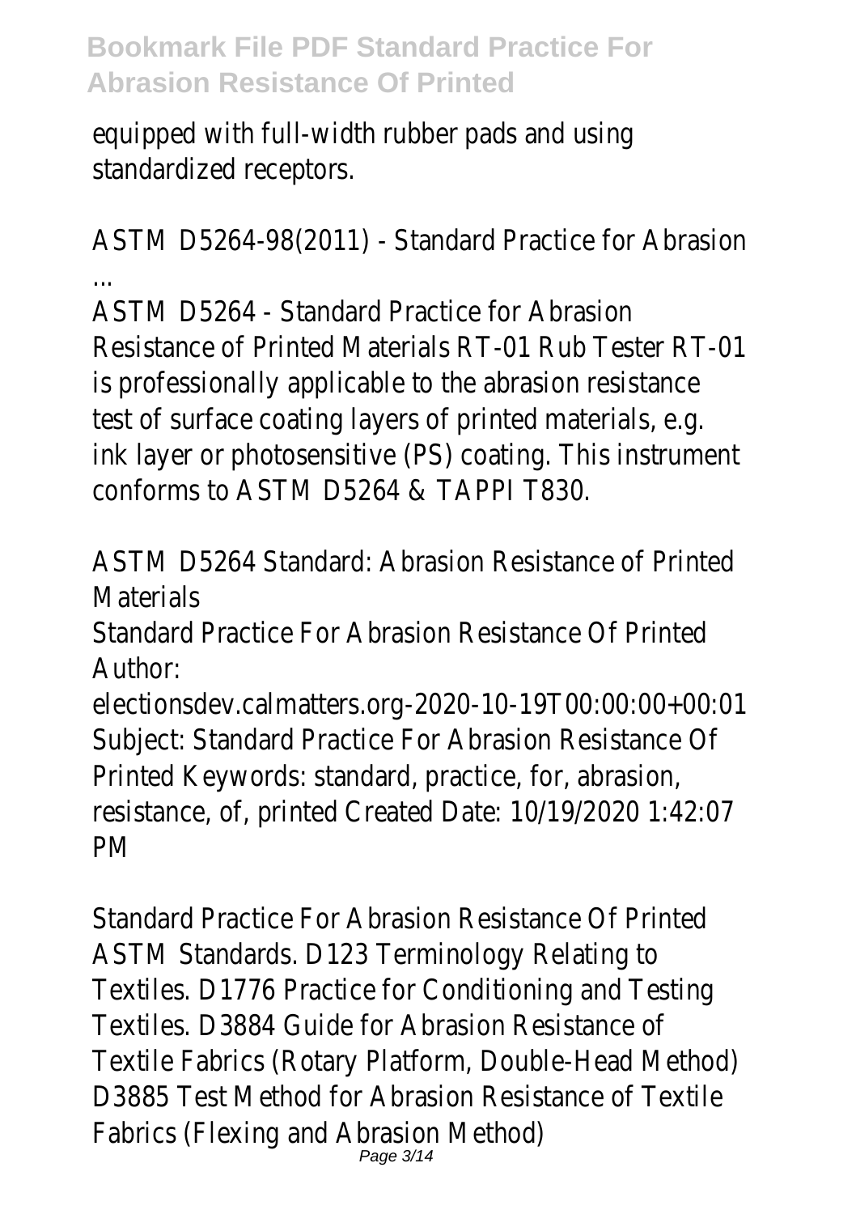equipped with full-width rubber pads and using standardized receptors.

ASTM D5264-98(2011) - Standard Practice for Abrasion ...

ASTM D5264 - Standard Practice for Abrasion Resistance of Printed Materials RT-01 Rub Tester RT-01 is professionally applicable to the abrasion resistance test of surface coating layers of printed materials, e.g. ink layer or photosensitive (PS) coating. This instrument conforms to ASTM D5264 & TAPPI T830.

ASTM D5264 Standard: Abrasion Resistance of Printed Materials

Standard Practice For Abrasion Resistance Of Printed Author: electionsdev.calmatters.org-2020-10-19T00:00:00+00:01 Subject: Standard Practice For Abrasion Resistance Of Printed Keywords: standard, practice, for, abrasion, resistance, of, printed Created Date: 10/19/2020 1:42:07 PM

Standard Practice For Abrasion Resistance Of Printed

ASTM Standards. D123 Terminology Relating to Textiles. D1776 Practice for Conditioning and Testing Textiles. D3884 Guide for Abrasion Resistance of Textile Fabrics (Rotary Platform, Double-Head Method) D3885 Test Method for Abrasion Resistance of Textile Fabrics (Flexing and Abrasion Method)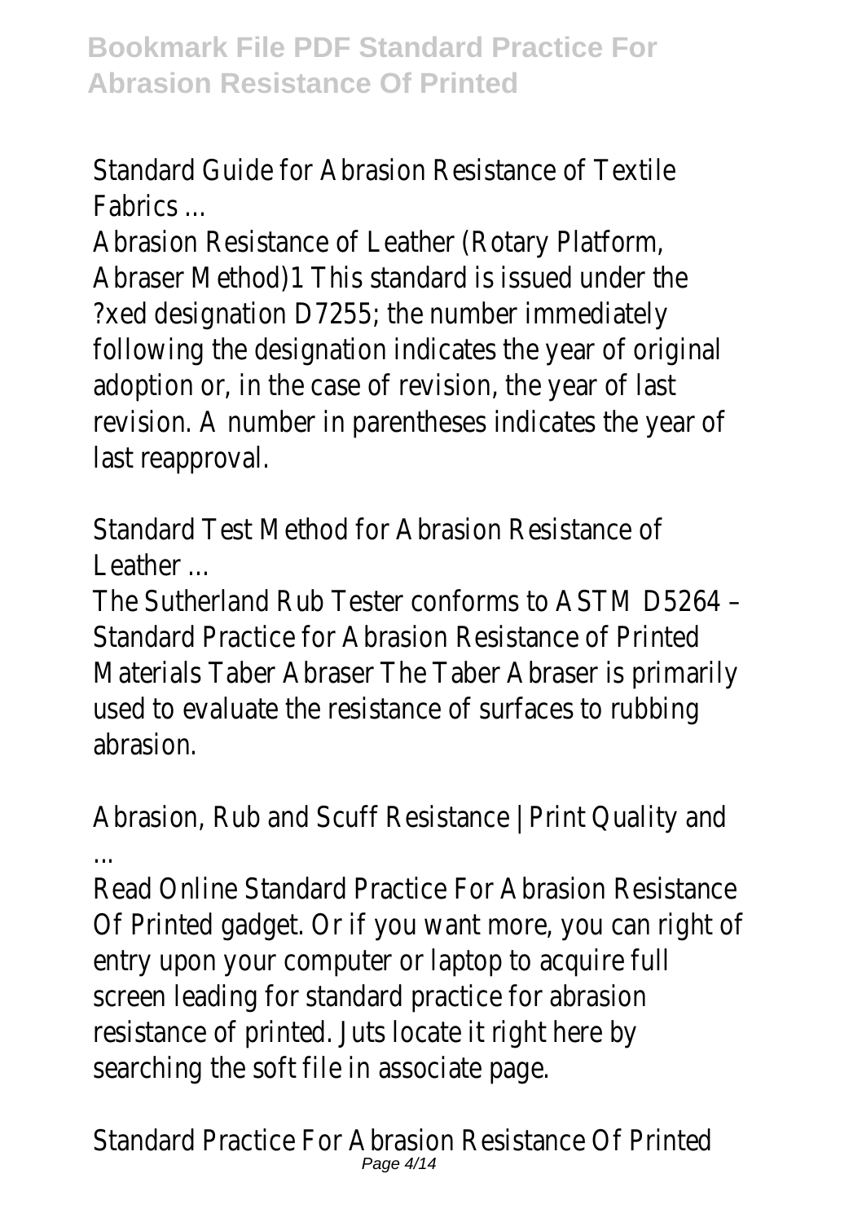Standard Guide for Abrasion Resistance of Textile Fabrics ...

Abrasion Resistance of Leather (Rotary Platform, Abraser Method)1 This standard is issued under the ?xed designation D7255; the number immediately following the designation indicates the year of original adoption or, in the case of revision, the year of last revision. A number in parentheses indicates the year of last reapproval.

Standard Test Method for Abrasion Resistance of Leather ...

The Sutherland Rub Tester conforms to ASTM D5264 – Standard Practice for Abrasion Resistance of Printed Materials Taber Abraser The Taber Abraser is primarily used to evaluate the resistance of surfaces to rubbing abrasion.

Abrasion, Rub and Scuff Resistance | Print Quality and ...

Read Online Standard Practice For Abrasion Resistance Of Printed gadget. Or if you want more, you can right of entry upon your computer or laptop to acquire full screen leading for standard practice for abrasion resistance of printed. Juts locate it right here by searching the soft file in associate page.

Standard Practice For Abrasion Resistance Of Printed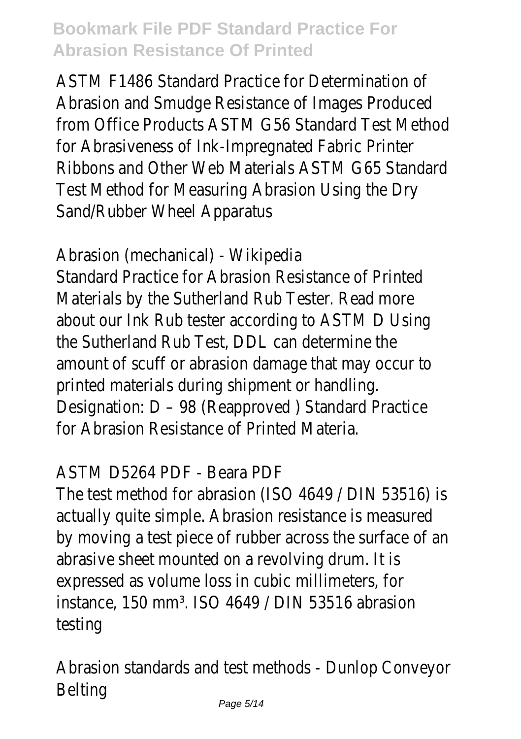ASTM F1486 Standard Practice for Determination of Abrasion and Smudge Resistance of Images Produced from Office Products ASTM G56 Standard Test Method for Abrasiveness of Ink-Impregnated Fabric Printer Ribbons and Other Web Materials ASTM G65 Standard Test Method for Measuring Abrasion Using the Dry Sand/Rubber Wheel Apparatus

Abrasion (mechanical) - Wikipedia

Standard Practice for Abrasion Resistance of Printed Materials by the Sutherland Rub Tester. Read more about our Ink Rub tester according to ASTM D Using the Sutherland Rub Test, DDL can determine the amount of scuff or abrasion damage that may occur to printed materials during shipment or handling. Designation: D – 98 (Reapproved ) Standard Practice for Abrasion Resistance of Printed Materia.

ASTM D5264 PDF - Beara PDF

The test method for abrasion (ISO 4649 / DIN 53516) is actually quite simple. Abrasion resistance is measured by moving a test piece of rubber across the surface of an abrasive sheet mounted on a revolving drum. It is expressed as volume loss in cubic millimeters, for instance, 150 $mm^3$. ISO 4649 / DIN 53516 abrasion testing

Abrasion standards and test methods - Dunlop Conveyor Belting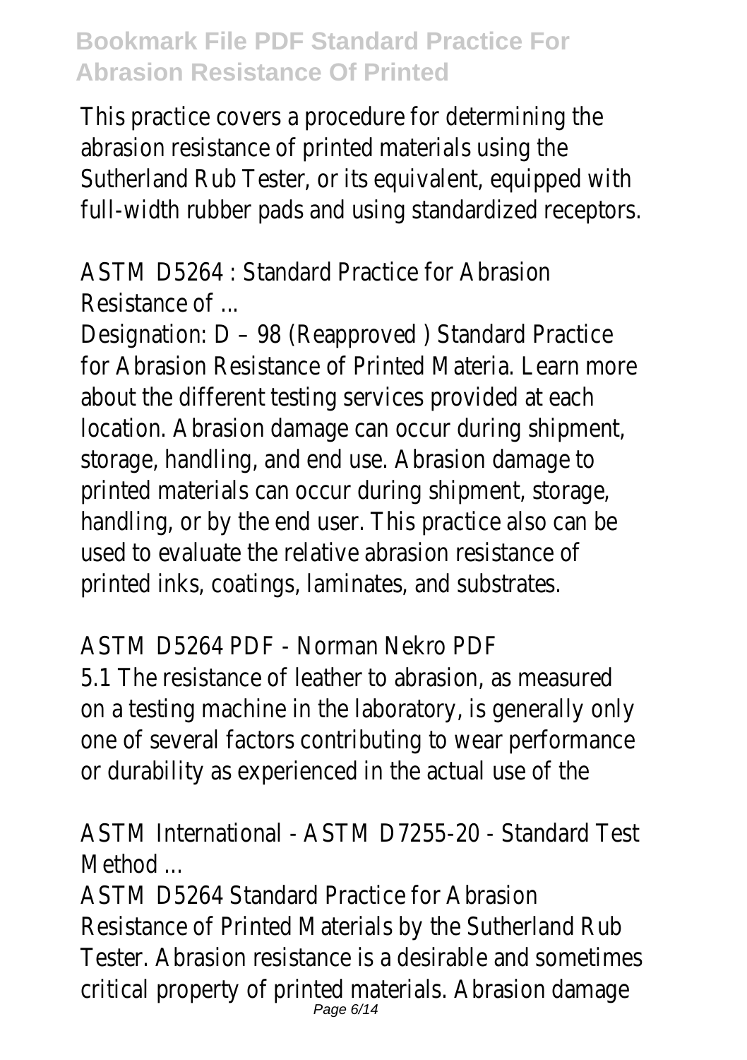This practice covers a procedure for determining the abrasion resistance of printed materials using the Sutherland Rub Tester, or its equivalent, equipped with full-width rubber pads and using standardized receptors.

ASTM D5264 : Standard Practice for Abrasion Resistance of ...

Designation: D – 98 (Reapproved ) Standard Practice for Abrasion Resistance of Printed Materia. Learn more about the different testing services provided at each location. Abrasion damage can occur during shipment, storage, handling, and end use. Abrasion damage to printed materials can occur during shipment, storage, handling, or by the end user. This practice also can be used to evaluate the relative abrasion resistance of printed inks, coatings, laminates, and substrates.

ASTM D5264 PDF - Norman Nekro PDF

5.1 The resistance of leather to abrasion, as measured on a testing machine in the laboratory, is generally only one of several factors contributing to wear performance or durability as experienced in the actual use of the

ASTM International - ASTM D7255-20 - Standard Test Method ...

ASTM D5264 Standard Practice for Abrasion Resistance of Printed Materials by the Sutherland Rub Tester. Abrasion resistance is a desirable and sometimes critical property of printed materials. Abrasion damage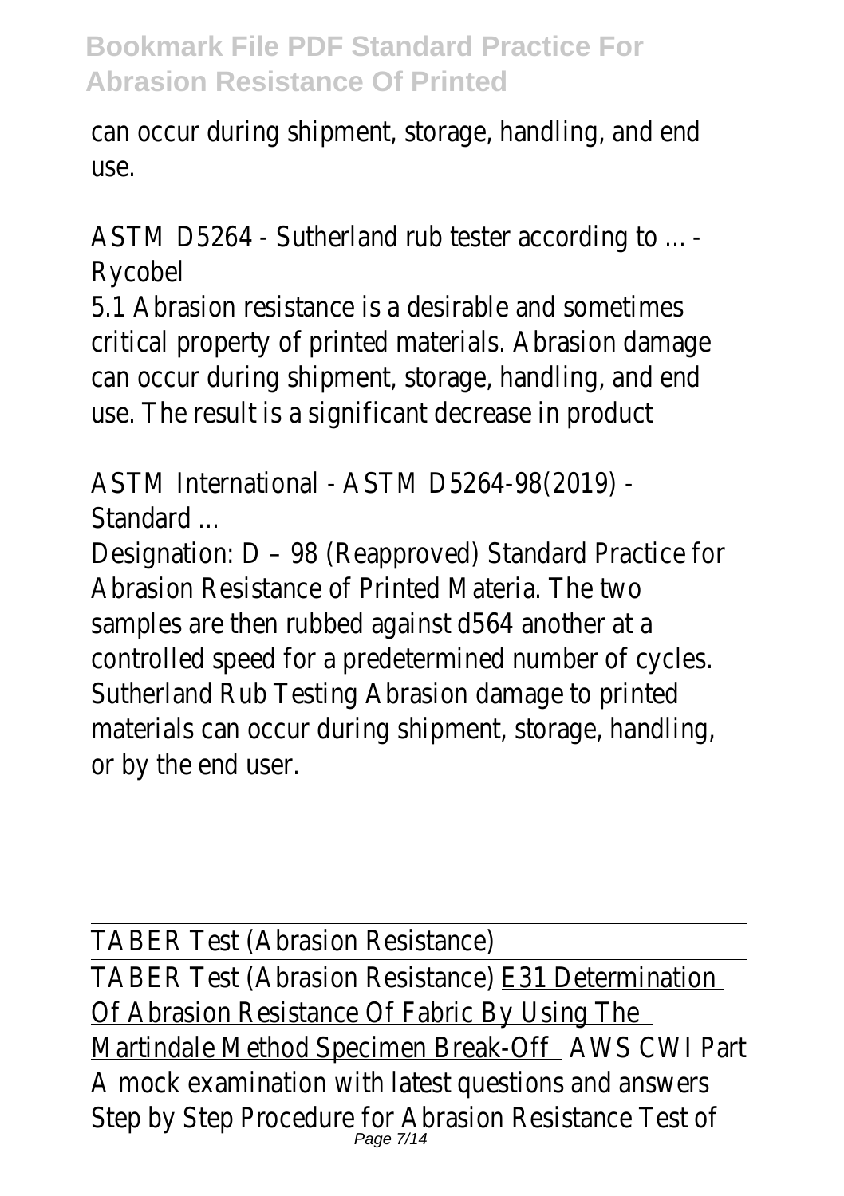can occur during shipment, storage, handling, and end use.

ASTM D5264 - Sutherland rub tester according to ... - Rycobel

5.1 Abrasion resistance is a desirable and sometimes critical property of printed materials. Abrasion damage can occur during shipment, storage, handling, and end use. The result is a significant decrease in product

ASTM International - ASTM D5264-98(2019) - Standard ...

Designation: D – 98 (Reapproved) Standard Practice for Abrasion Resistance of Printed Materia. The two samples are then rubbed against d564 another at a controlled speed for a predetermined number of cycles. Sutherland Rub Testing Abrasion damage to printed materials can occur during shipment, storage, handling, or by the end user.

TABER Test (Abrasion Resistance)

TABER Test (Abrasion Resistance) E31 Determination Of Abrasion Resistance Of Fabric By Using The Martindale Method Specimen Break-Off AWS CWI Part A mock examination with latest questions and answers Step by Step Procedure for Abrasion Resistance Test of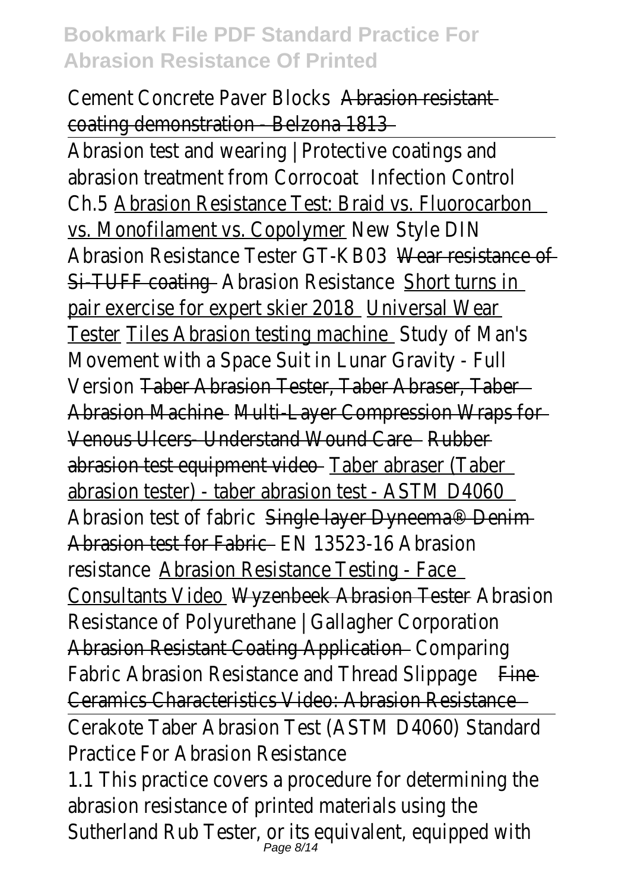Cement Concrete Paver Blocks Abrasion resistant coating demonstration - Belzona 1813

Abrasion test and wearing | Protective coatings and abrasion treatment from Corrocoat Infection Control Ch.5 Abrasion Resistance Test: Braid vs. Fluorocarbon vs. Monofilament vs. Copolymer New Style DIN Abrasion Resistance Tester GT-KB03 Wear resistance of Si-TUFF coating Abrasion Resistance Short turns in pair exercise for expert skier 2018 Universal Wear Tester Tiles Abrasion testing machine Study of Man's Movement with a Space Suit in Lunar Gravity - Full Version Taber Abrasion Tester, Taber Abraser, Taber Abrasion Machine Multi-Layer Compression Wraps for Venous Ulcers- Understand Wound Care Rubber abrasion test equipment video Taber abraser (Taber abrasion tester) - taber abrasion test - ASTM D4060 Abrasion test of fabric Single layer Dyneema® Denim Abrasion test for Fabric EN 13523-16 Abrasion resistance Abrasion Resistance Testing - Face Consultants Video Wyzenbeek Abrasion Tester Abrasion Resistance of Polyurethane | Gallagher Corporation Abrasion Resistant Coating Application Comparing Fabric Abrasion Resistance and Thread Slippage Fine Ceramics Characteristics Video: Abrasion Resistance

Cerakote Taber Abrasion Test (ASTM D4060) Standard Practice For Abrasion Resistance

1.1 This practice covers a procedure for determining the abrasion resistance of printed materials using the Sutherland Rub Tester, or its equivalent, equipped with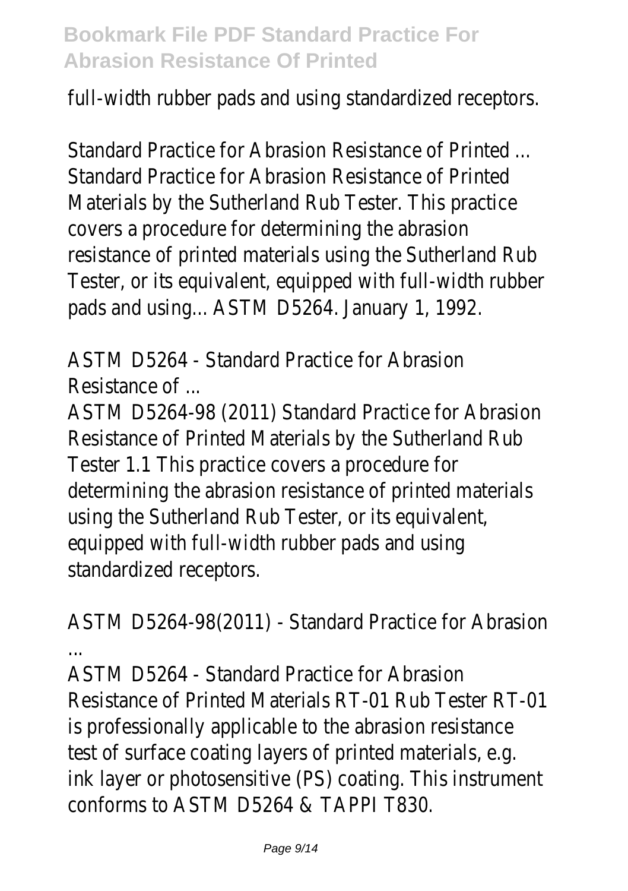full-width rubber pads and using standardized receptors.

Standard Practice for Abrasion Resistance of Printed ...
Standard Practice for Abrasion Resistance of Printed Materials by the Sutherland Rub Tester. This practice covers a procedure for determining the abrasion resistance of printed materials using the Sutherland Rub Tester, or its equivalent, equipped with full-width rubber pads and using... ASTM D5264. January 1, 1992.

ASTM D5264 - Standard Practice for Abrasion Resistance of ...
ASTM D5264-98 (2011) Standard Practice for Abrasion Resistance of Printed Materials by the Sutherland Rub Tester 1.1 This practice covers a procedure for determining the abrasion resistance of printed materials using the Sutherland Rub Tester, or its equivalent, equipped with full-width rubber pads and using standardized receptors.

ASTM D5264-98(2011) - Standard Practice for Abrasion ...
ASTM D5264 - Standard Practice for Abrasion Resistance of Printed Materials RT-01 Rub Tester RT-01 is professionally applicable to the abrasion resistance test of surface coating layers of printed materials, e.g. ink layer or photosensitive (PS) coating. This instrument conforms to ASTM D5264 & TAPPI T830.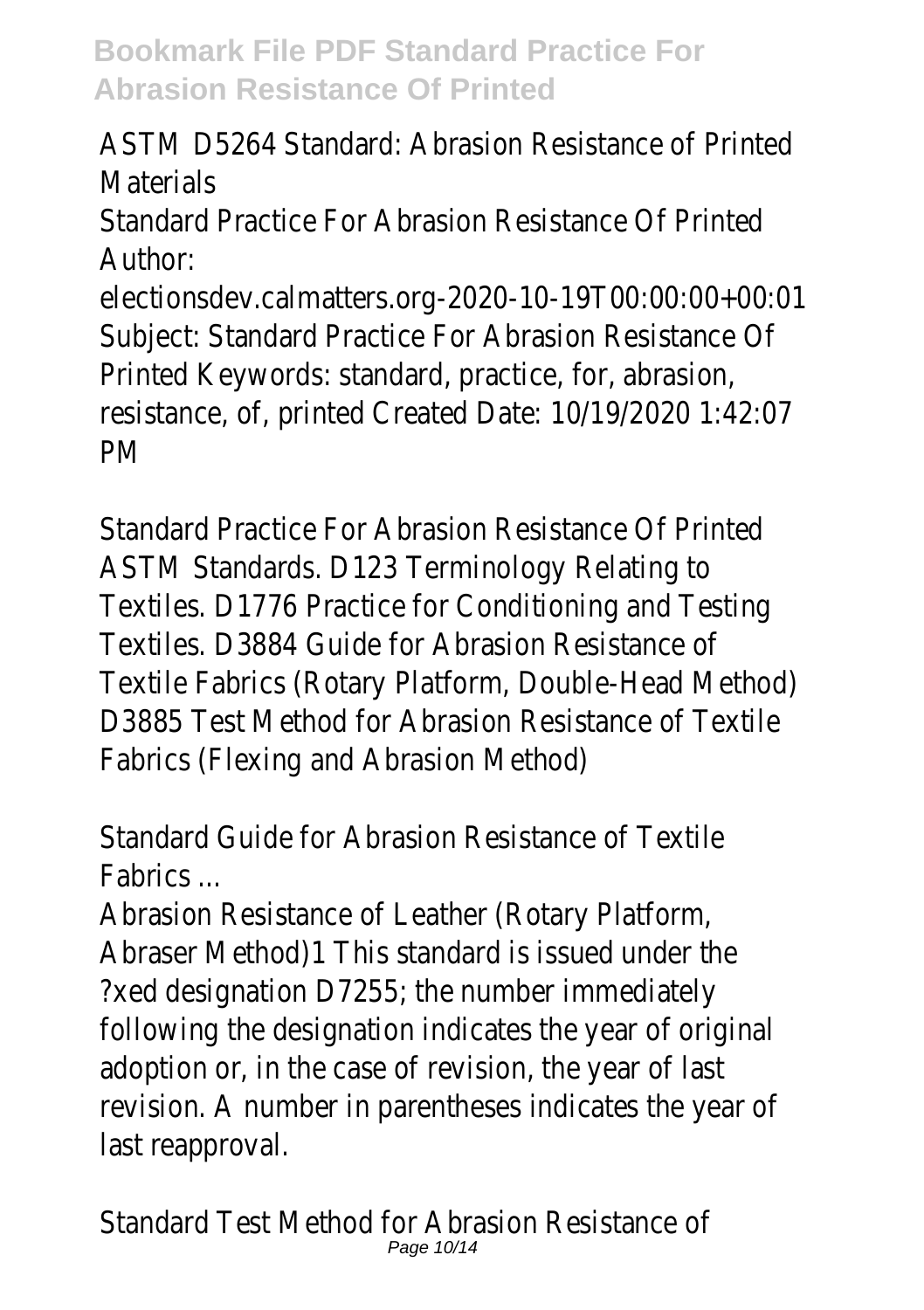ASTM D5264 Standard: Abrasion Resistance of Printed Materials

Standard Practice For Abrasion Resistance Of Printed Author: electionsdev.calmatters.org-2020-10-19T00:00:00+00:01 Subject: Standard Practice For Abrasion Resistance Of Printed Keywords: standard, practice, for, abrasion, resistance, of, printed Created Date: 10/19/2020 1:42:07 PM

Standard Practice For Abrasion Resistance Of Printed

ASTM Standards. D123 Terminology Relating to Textiles. D1776 Practice for Conditioning and Testing Textiles. D3884 Guide for Abrasion Resistance of Textile Fabrics (Rotary Platform, Double-Head Method) D3885 Test Method for Abrasion Resistance of Textile Fabrics (Flexing and Abrasion Method)

Standard Guide for Abrasion Resistance of Textile Fabrics ...

Abrasion Resistance of Leather (Rotary Platform, Abraser Method)1 This standard is issued under the ?xed designation D7255; the number immediately following the designation indicates the year of original adoption or, in the case of revision, the year of last revision. A number in parentheses indicates the year of last reapproval.

Standard Test Method for Abrasion Resistance of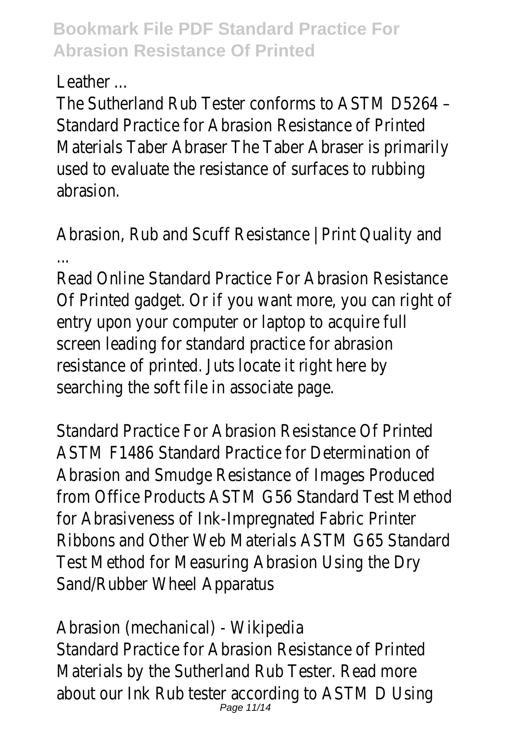Leather ...

The Sutherland Rub Tester conforms to ASTM D5264 – Standard Practice for Abrasion Resistance of Printed Materials Taber Abraser The Taber Abraser is primarily used to evaluate the resistance of surfaces to rubbing abrasion.

Abrasion, Rub and Scuff Resistance | Print Quality and ...

Read Online Standard Practice For Abrasion Resistance Of Printed gadget. Or if you want more, you can right of entry upon your computer or laptop to acquire full screen leading for standard practice for abrasion resistance of printed. Juts locate it right here by searching the soft file in associate page.

Standard Practice For Abrasion Resistance Of Printed ASTM F1486 Standard Practice for Determination of Abrasion and Smudge Resistance of Images Produced from Office Products ASTM G56 Standard Test Method for Abrasiveness of Ink-Impregnated Fabric Printer Ribbons and Other Web Materials ASTM G65 Standard Test Method for Measuring Abrasion Using the Dry Sand/Rubber Wheel Apparatus

Abrasion (mechanical) - Wikipedia

Standard Practice for Abrasion Resistance of Printed Materials by the Sutherland Rub Tester. Read more about our Ink Rub tester according to ASTM D Using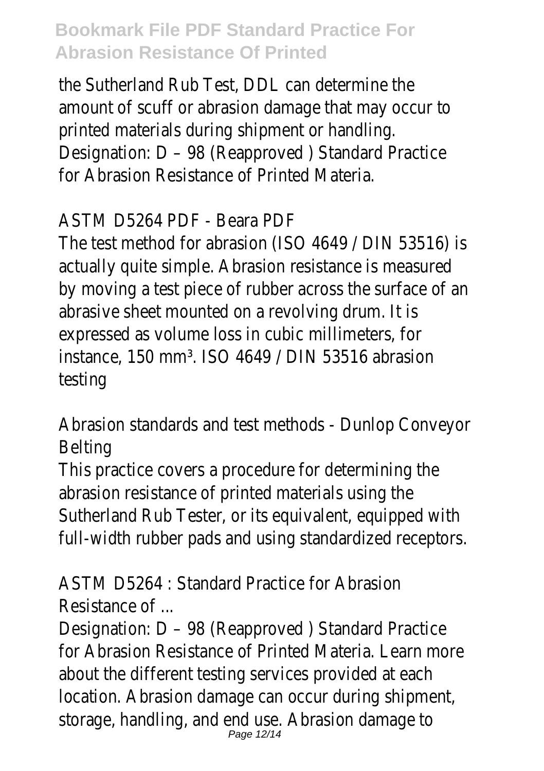the Sutherland Rub Test, DDL can determine the amount of scuff or abrasion damage that may occur to printed materials during shipment or handling. Designation: D – 98 (Reapproved ) Standard Practice for Abrasion Resistance of Printed Materia.

ASTM D5264 PDF - Beara PDF

The test method for abrasion (ISO 4649 / DIN 53516) is actually quite simple. Abrasion resistance is measured by moving a test piece of rubber across the surface of an abrasive sheet mounted on a revolving drum. It is expressed as volume loss in cubic millimeters, for instance, 150 $mm^3$. ISO 4649 / DIN 53516 abrasion testing

Abrasion standards and test methods - Dunlop Conveyor Belting

This practice covers a procedure for determining the abrasion resistance of printed materials using the Sutherland Rub Tester, or its equivalent, equipped with full-width rubber pads and using standardized receptors.

ASTM D5264 : Standard Practice for Abrasion Resistance of ...

Designation: D – 98 (Reapproved ) Standard Practice for Abrasion Resistance of Printed Materia. Learn more about the different testing services provided at each location. Abrasion damage can occur during shipment, storage, handling, and end use. Abrasion damage to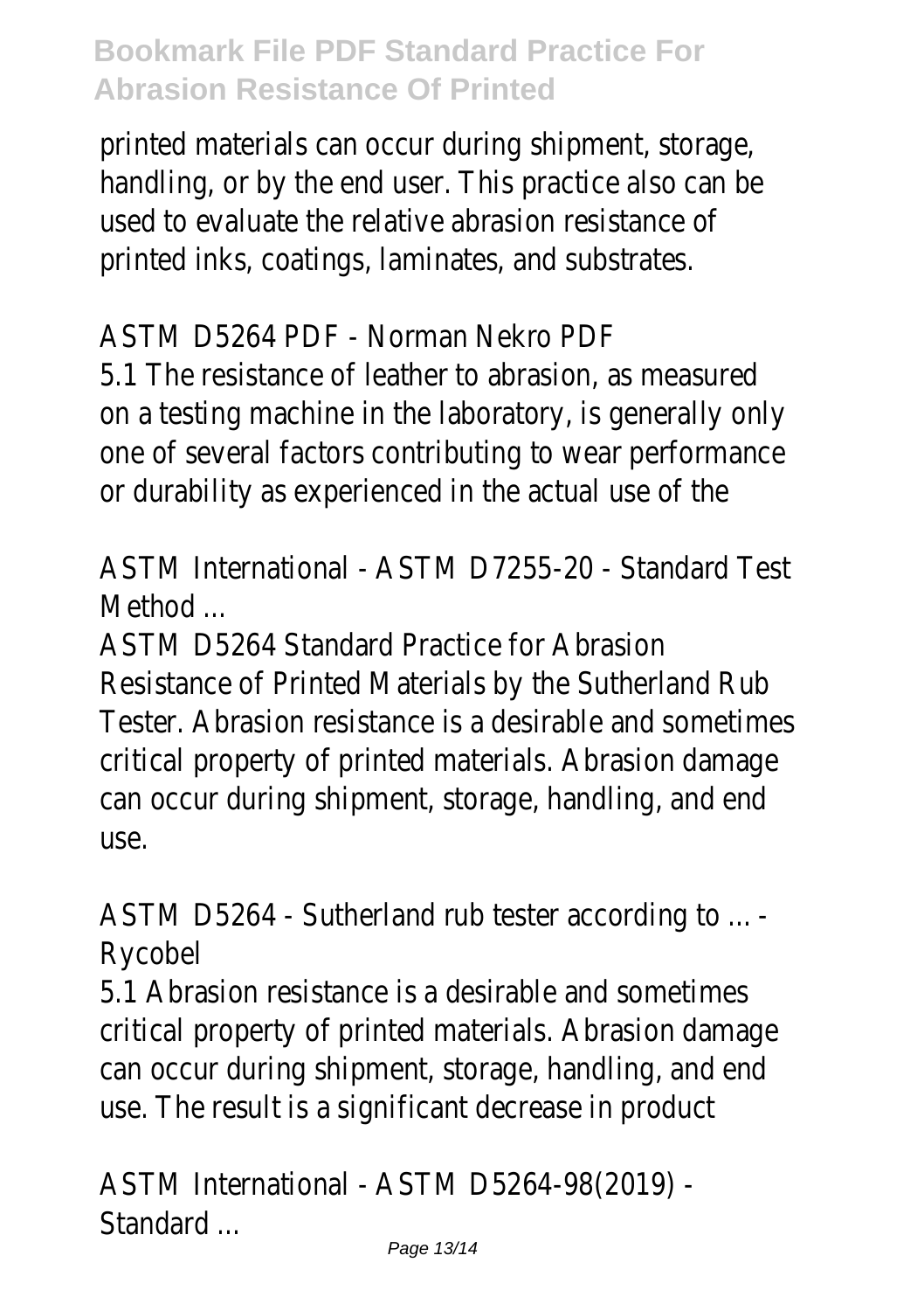printed materials can occur during shipment, storage, handling, or by the end user. This practice also can be used to evaluate the relative abrasion resistance of printed inks, coatings, laminates, and substrates.

ASTM D5264 PDF - Norman Nekro PDF

5.1 The resistance of leather to abrasion, as measured on a testing machine in the laboratory, is generally only one of several factors contributing to wear performance or durability as experienced in the actual use of the

ASTM International - ASTM D7255-20 - Standard Test Method ...

ASTM D5264 Standard Practice for Abrasion Resistance of Printed Materials by the Sutherland Rub Tester. Abrasion resistance is a desirable and sometimes critical property of printed materials. Abrasion damage can occur during shipment, storage, handling, and end use.

ASTM D5264 - Sutherland rub tester according to ... - Rycobel

5.1 Abrasion resistance is a desirable and sometimes critical property of printed materials. Abrasion damage can occur during shipment, storage, handling, and end use. The result is a significant decrease in product

ASTM International - ASTM D5264-98(2019) - Standard ...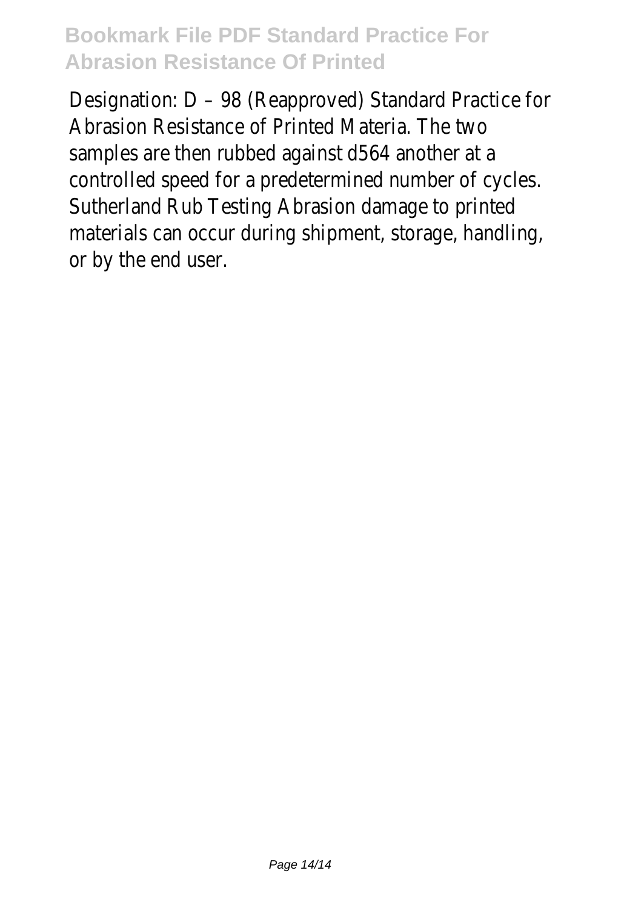Designation: D – 98 (Reapproved) Standard Practice for Abrasion Resistance of Printed Materia. The two samples are then rubbed against d564 another at a controlled speed for a predetermined number of cycles. Sutherland Rub Testing Abrasion damage to printed materials can occur during shipment, storage, handling, or by the end user.